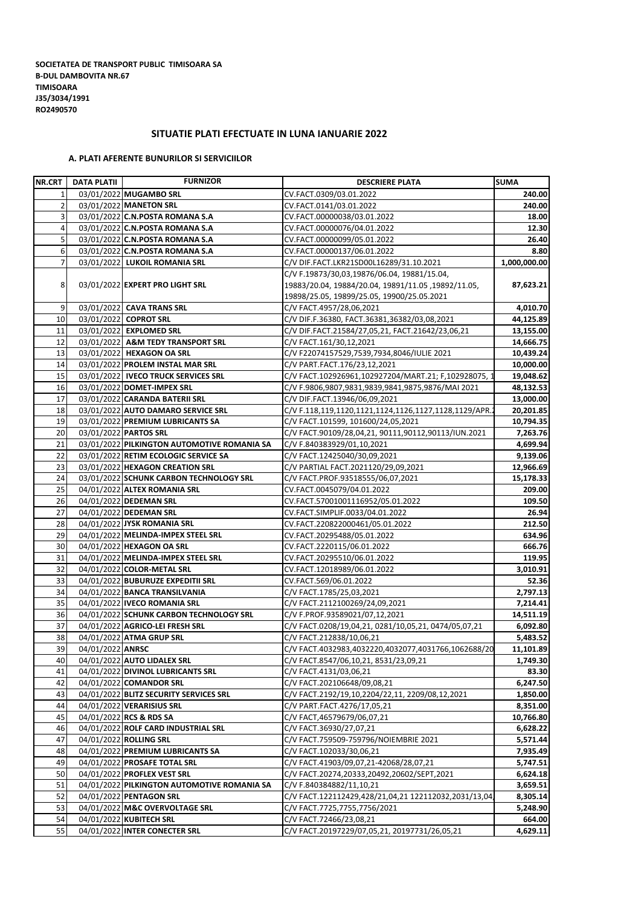**SOCIETATEA DE TRANSPORT PUBLIC TIMISOARA SA**
**B-DUL DAMBOVITA NR.67**
**TIMISOARA**
**J35/3034/1991**
**RO2490570**

## SITUATIE PLATI EFECTUATE IN LUNA IANUARIE 2022

### A. PLATI AFERENTE BUNURILOR SI SERVICIILOR

| NR.CRT | DATA PLATII | FURNIZOR | DESCRIERE PLATA | SUMA |
|---|---|---|---|---|
| 1 | 03/01/2022 | **MUGAMBO SRL** | CV.FACT.0309/03.01.2022 | **240.00** |
| 2 | 03/01/2022 | **MANETON SRL** | CV.FACT.0141/03.01.2022 | **240.00** |
| 3 | 03/01/2022 | **C.N.POSTA ROMANA S.A** | CV.FACT.00000038/03.01.2022 | **18.00** |
| 4 | 03/01/2022 | **C.N.POSTA ROMANA S.A** | CV.FACT.00000076/04.01.2022 | **12.30** |
| 5 | 03/01/2022 | **C.N.POSTA ROMANA S.A** | CV.FACT.00000099/05.01.2022 | **26.40** |
| 6 | 03/01/2022 | **C.N.POSTA ROMANA S.A** | CV.FACT.00000137/06.01.2022 | **8.80** |
| 7 | 03/01/2022 | **LUKOIL ROMANIA SRL** | C/V DIF.FACT.LKR21SD00L16289/31.10.2021 | **1,000,000.00** |
| 8 | 03/01/2022 | **EXPERT PRO LIGHT SRL** | C/V F.19873/30,03,19876/06.04, 19881/15.04, 19883/20.04, 19884/20.04, 19891/11.05 ,19892/11.05, 19898/25.05, 19899/25.05, 19900/25.05.2021 | **87,623.21** |
| 9 | 03/01/2022 | **CAVA TRANS SRL** | C/V FACT.4957/28,06,2021 | **4,010.70** |
| 10 | 03/01/2022 | **COPROT SRL** | C/V DIF.F.36380, FACT.36381,36382/03,08,2021 | **44,125.89** |
| 11 | 03/01/2022 | **EXPLOMED SRL** | C/V DIF.FACT.21584/27,05,21, FACT.21642/23,06,21 | **13,155.00** |
| 12 | 03/01/2022 | **A&M TEDY TRANSPORT SRL** | C/V FACT.161/30,12,2021 | **14,666.75** |
| 13 | 03/01/2022 | **HEXAGON OA SRL** | C/V F22074157529,7539,7934,8046/IULIE 2021 | **10,439.24** |
| 14 | 03/01/2022 | **PROLEM INSTAL MAR SRL** | C/V PART.FACT.176/23,12,2021 | **10,000.00** |
| 15 | 03/01/2022 | **IVECO TRUCK SERVICES SRL** | C/V FACT.102926961,102927204/MART.21; F,102928075, 1 | **19,048.62** |
| 16 | 03/01/2022 | **DOMET-IMPEX SRL** | C/V F.9806,9807,9831,9839,9841,9875,9876/MAI 2021 | **48,132.53** |
| 17 | 03/01/2022 | **CARANDA BATERII SRL** | C/V DIF.FACT.13946/06,09,2021 | **13,000.00** |
| 18 | 03/01/2022 | **AUTO DAMARO SERVICE SRL** | C/V F.118,119,1120,1121,1124,1126,1127,1128,1129/APR.2 | **20,201.85** |
| 19 | 03/01/2022 | **PREMIUM LUBRICANTS SA** | C/V FACT.101599, 101600/24,05,2021 | **10,794.35** |
| 20 | 03/01/2022 | **PARTOS SRL** | C/V FACT.90109/28,04,21, 90111,90112,90113/IUN.2021 | **7,263.76** |
| 21 | 03/01/2022 | **PILKINGTON AUTOMOTIVE ROMANIA SA** | C/V F.840383929/01,10,2021 | **4,699.94** |
| 22 | 03/01/2022 | **RETIM ECOLOGIC SERVICE SA** | C/V FACT.12425040/30,09,2021 | **9,139.06** |
| 23 | 03/01/2022 | **HEXAGON CREATION SRL** | C/V PARTIAL FACT.2021120/29,09,2021 | **12,966.69** |
| 24 | 03/01/2022 | **SCHUNK CARBON TECHNOLOGY SRL** | C/V FACT.PROF.93518555/06,07,2021 | **15,178.33** |
| 25 | 04/01/2022 | **ALTEX ROMANIA SRL** | CV.FACT.0045079/04.01.2022 | **209.00** |
| 26 | 04/01/2022 | **DEDEMAN SRL** | CV.FACT.57001001116952/05.01.2022 | **109.50** |
| 27 | 04/01/2022 | **DEDEMAN SRL** | CV.FACT.SIMPLIF.0033/04.01.2022 | **26.94** |
| 28 | 04/01/2022 | **JYSK ROMANIA SRL** | CV.FACT.220822000461/05.01.2022 | **212.50** |
| 29 | 04/01/2022 | **MELINDA-IMPEX STEEL SRL** | CV.FACT.20295488/05.01.2022 | **634.96** |
| 30 | 04/01/2022 | **HEXAGON OA SRL** | CV.FACT.2220115/06.01.2022 | **666.76** |
| 31 | 04/01/2022 | **MELINDA-IMPEX STEEL SRL** | CV.FACT.20295510/06.01.2022 | **119.95** |
| 32 | 04/01/2022 | **COLOR-METAL SRL** | CV.FACT.12018989/06.01.2022 | **3,010.91** |
| 33 | 04/01/2022 | **BUBURUZE EXPEDITII SRL** | CV.FACT.569/06.01.2022 | **52.36** |
| 34 | 04/01/2022 | **BANCA TRANSILVANIA** | C/V FACT.1785/25,03,2021 | **2,797.13** |
| 35 | 04/01/2022 | **IVECO ROMANIA SRL** | C/V FACT.2112100269/24,09,2021 | **7,214.41** |
| 36 | 04/01/2022 | **SCHUNK CARBON TECHNOLOGY SRL** | C/V F.PROF.93589021/07,12,2021 | **14,511.19** |
| 37 | 04/01/2022 | **AGRICO-LEI FRESH SRL** | C/V FACT.0208/19,04,21, 0281/10,05,21, 0474/05,07,21 | **6,092.80** |
| 38 | 04/01/2022 | **ATMA GRUP SRL** | C/V FACT.212838/10,06,21 | **5,483.52** |
| 39 | 04/01/2022 | **ANRSC** | C/V FACT.4032983,4032220,4032077,4031766,1062688/20 | **11,101.89** |
| 40 | 04/01/2022 | **AUTO LIDALEX SRL** | C/V FACT.8547/06,10,21, 8531/23,09,21 | **1,749.30** |
| 41 | 04/01/2022 | **DIVINOL LUBRICANTS SRL** | C/V FACT.4131/03,06,21 | **83.30** |
| 42 | 04/01/2022 | **COMANDOR SRL** | C/V FACT.202106648/09,08,21 | **6,247.50** |
| 43 | 04/01/2022 | **BLITZ SECURITY SERVICES SRL** | C/V FACT.2192/19,10,2204/22,11, 2209/08,12,2021 | **1,850.00** |
| 44 | 04/01/2022 | **VERARISIUS SRL** | C/V PART.FACT.4276/17,05,21 | **8,351.00** |
| 45 | 04/01/2022 | **RCS & RDS SA** | C/V FACT,46579679/06,07,21 | **10,766.80** |
| 46 | 04/01/2022 | **ROLF CARD INDUSTRIAL SRL** | C/V FACT.36930/27,07,21 | **6,628.22** |
| 47 | 04/01/2022 | **ROLLING SRL** | C/V FACT.759509-759796/NOIEMBRIE 2021 | **5,571.44** |
| 48 | 04/01/2022 | **PREMIUM LUBRICANTS SA** | C/V FACT.102033/30,06,21 | **7,935.49** |
| 49 | 04/01/2022 | **PROSAFE TOTAL SRL** | C/V FACT.41903/09,07,21-42068/28,07,21 | **5,747.51** |
| 50 | 04/01/2022 | **PROFLEX VEST SRL** | C/V FACT.20274,20333,20492,20602/SEPT,2021 | **6,624.18** |
| 51 | 04/01/2022 | **PILKINGTON AUTOMOTIVE ROMANIA SA** | C/V F.840384882/11,10,21 | **3,659.51** |
| 52 | 04/01/2022 | **PENTAGON SRL** | C/V FACT.122112429,428/21,04,21 122112032,2031/13,04, | **8,305.14** |
| 53 | 04/01/2022 | **M&C OVERVOLTAGE SRL** | C/V FACT.7725,7755,7756/2021 | **5,248.90** |
| 54 | 04/01/2022 | **KUBITECH SRL** | C/V FACT.72466/23,08,21 | **664.00** |
| 55 | 04/01/2022 | **INTER CONECTER SRL** | C/V FACT.20197229/07,05,21, 20197731/26,05,21 | **4,629.11** |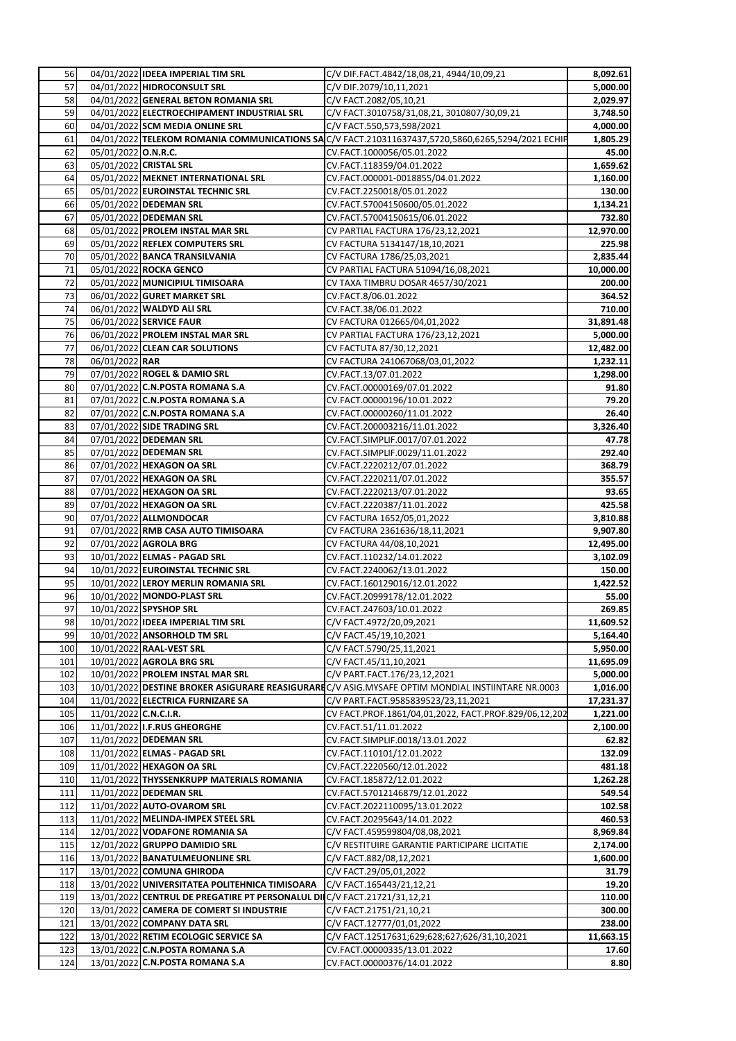| 56 | 04/01/2022 | IDEEA IMPERIAL TIM SRL | C/V DIF.FACT.4842/18,08,21, 4944/10,09,21 | 8,092.61 |
|---|---|---|---|---|
| 57 | 04/01/2022 | HIDROCONSULT SRL | C/V DIF.2079/10,11,2021 | 5,000.00 |
| 58 | 04/01/2022 | GENERAL BETON ROMANIA SRL | C/V FACT.2082/05,10,21 | 2,029.97 |
| 59 | 04/01/2022 | ELECTROECHIPAMENT INDUSTRIAL SRL | C/V FACT.3010758/31,08,21, 3010807/30,09,21 | 3,748.50 |
| 60 | 04/01/2022 | SCM MEDIA ONLINE SRL | C/V FACT.550,573,598/2021 | 4,000.00 |
| 61 | 04/01/2022 | TELEKOM ROMANIA COMMUNICATIONS SA | C/V FACT.210311637437,5720,5860,6265,5294/2021 ECHIP | 1,805.29 |
| 62 | 05/01/2022 | O.N.R.C. | CV.FACT.1000056/05.01.2022 | 45.00 |
| 63 | 05/01/2022 | CRISTAL SRL | CV.FACT.118359/04.01.2022 | 1,659.62 |
| 64 | 05/01/2022 | MEKNET INTERNATIONAL SRL | CV.FACT.000001-0018855/04.01.2022 | 1,160.00 |
| 65 | 05/01/2022 | EUROINSTAL TECHNIC SRL | CV.FACT.2250018/05.01.2022 | 130.00 |
| 66 | 05/01/2022 | DEDEMAN SRL | CV.FACT.57004150600/05.01.2022 | 1,134.21 |
| 67 | 05/01/2022 | DEDEMAN SRL | CV.FACT.57004150615/06.01.2022 | 732.80 |
| 68 | 05/01/2022 | PROLEM INSTAL MAR SRL | CV PARTIAL FACTURA 176/23,12,2021 | 12,970.00 |
| 69 | 05/01/2022 | REFLEX COMPUTERS SRL | CV FACTURA 5134147/18,10,2021 | 225.98 |
| 70 | 05/01/2022 | BANCA TRANSILVANIA | CV FACTURA 1786/25,03,2021 | 2,835.44 |
| 71 | 05/01/2022 | ROCKA GENCO | CV PARTIAL FACTURA 51094/16,08,2021 | 10,000.00 |
| 72 | 05/01/2022 | MUNICIPIUL TIMISOARA | CV TAXA TIMBRU DOSAR 4657/30/2021 | 200.00 |
| 73 | 06/01/2022 | GURET MARKET SRL | CV.FACT.8/06.01.2022 | 364.52 |
| 74 | 06/01/2022 | WALDYD ALI SRL | CV.FACT.38/06.01.2022 | 710.00 |
| 75 | 06/01/2022 | SERVICE FAUR | CV FACTURA 012665/04,01,2022 | 31,891.48 |
| 76 | 06/01/2022 | PROLEM INSTAL MAR SRL | CV PARTIAL FACTURA 176/23,12,2021 | 5,000.00 |
| 77 | 06/01/2022 | CLEAN CAR SOLUTIONS | CV FACTUTA 87/30,12,2021 | 12,482.00 |
| 78 | 06/01/2022 | RAR | CV FACTURA 241067068/03,01,2022 | 1,232.11 |
| 79 | 07/01/2022 | ROGEL & DAMIO SRL | CV.FACT.13/07.01.2022 | 1,298.00 |
| 80 | 07/01/2022 | C.N.POSTA ROMANA S.A | CV.FACT.00000169/07.01.2022 | 91.80 |
| 81 | 07/01/2022 | C.N.POSTA ROMANA S.A | CV.FACT.00000196/10.01.2022 | 79.20 |
| 82 | 07/01/2022 | C.N.POSTA ROMANA S.A | CV.FACT.00000260/11.01.2022 | 26.40 |
| 83 | 07/01/2022 | SIDE TRADING SRL | CV.FACT.200003216/11.01.2022 | 3,326.40 |
| 84 | 07/01/2022 | DEDEMAN SRL | CV.FACT.SIMPLIF.0017/07.01.2022 | 47.78 |
| 85 | 07/01/2022 | DEDEMAN SRL | CV.FACT.SIMPLIF.0029/11.01.2022 | 292.40 |
| 86 | 07/01/2022 | HEXAGON OA SRL | CV.FACT.2220212/07.01.2022 | 368.79 |
| 87 | 07/01/2022 | HEXAGON OA SRL | CV.FACT.2220211/07.01.2022 | 355.57 |
| 88 | 07/01/2022 | HEXAGON OA SRL | CV.FACT.2220213/07.01.2022 | 93.65 |
| 89 | 07/01/2022 | HEXAGON OA SRL | CV.FACT.2220387/11.01.2022 | 425.58 |
| 90 | 07/01/2022 | ALLMONDOCAR | CV FACTURA 1652/05,01,2022 | 3,810.88 |
| 91 | 07/01/2022 | RMB CASA AUTO TIMISOARA | CV FACTURA 2361636/18,11,2021 | 9,907.80 |
| 92 | 07/01/2022 | AGROLA BRG | CV FACTURA 44/08,10,2021 | 12,495.00 |
| 93 | 10/01/2022 | ELMAS - PAGAD SRL | CV.FACT.110232/14.01.2022 | 3,102.09 |
| 94 | 10/01/2022 | EUROINSTAL TECHNIC SRL | CV.FACT.2240062/13.01.2022 | 150.00 |
| 95 | 10/01/2022 | LEROY MERLIN ROMANIA SRL | CV.FACT.160129016/12.01.2022 | 1,422.52 |
| 96 | 10/01/2022 | MONDO-PLAST SRL | CV.FACT.20999178/12.01.2022 | 55.00 |
| 97 | 10/01/2022 | SPYSHOP SRL | CV.FACT.247603/10.01.2022 | 269.85 |
| 98 | 10/01/2022 | IDEEA IMPERIAL TIM SRL | C/V FACT.4972/20,09,2021 | 11,609.52 |
| 99 | 10/01/2022 | ANSORHOLD TM SRL | C/V FACT.45/19,10,2021 | 5,164.40 |
| 100 | 10/01/2022 | RAAL-VEST SRL | C/V FACT.5790/25,11,2021 | 5,950.00 |
| 101 | 10/01/2022 | AGROLA BRG SRL | C/V FACT.45/11,10,2021 | 11,695.09 |
| 102 | 10/01/2022 | PROLEM INSTAL MAR SRL | C/V PART.FACT.176/23,12,2021 | 5,000.00 |
| 103 | 10/01/2022 | DESTINE BROKER ASIGURARE REASIGURARE | C/V ASIG.MYSAFE OPTIM MONDIAL INSTIINTARE NR.0003 | 1,016.00 |
| 104 | 11/01/2022 | ELECTRICA FURNIZARE SA | C/V PART.FACT.9585839523/23,11,2021 | 17,231.37 |
| 105 | 11/01/2022 | C.N.C.I.R. | CV FACT.PROF.1861/04,01,2022, FACT.PROF.829/06,12,202 | 1,221.00 |
| 106 | 11/01/2022 | I.F.RUS GHEORGHE | CV.FACT.51/11.01.2022 | 2,100.00 |
| 107 | 11/01/2022 | DEDEMAN SRL | CV.FACT.SIMPLIF.0018/13.01.2022 | 62.82 |
| 108 | 11/01/2022 | ELMAS - PAGAD SRL | CV.FACT.110101/12.01.2022 | 132.09 |
| 109 | 11/01/2022 | HEXAGON OA SRL | CV.FACT.2220560/12.01.2022 | 481.18 |
| 110 | 11/01/2022 | THYSSENKRUPP MATERIALS ROMANIA | CV.FACT.185872/12.01.2022 | 1,262.28 |
| 111 | 11/01/2022 | DEDEMAN SRL | CV.FACT.57012146879/12.01.2022 | 549.54 |
| 112 | 11/01/2022 | AUTO-OVAROM SRL | CV.FACT.2022110095/13.01.2022 | 102.58 |
| 113 | 11/01/2022 | MELINDA-IMPEX STEEL SRL | CV.FACT.20295643/14.01.2022 | 460.53 |
| 114 | 12/01/2022 | VODAFONE ROMANIA SA | C/V FACT.459599804/08,08,2021 | 8,969.84 |
| 115 | 12/01/2022 | GRUPPO DAMIDIO SRL | C/V RESTITUIRE GARANTIE PARTICIPARE LICITATIE | 2,174.00 |
| 116 | 13/01/2022 | BANATULMEUONLINE SRL | C/V FACT.882/08,12,2021 | 1,600.00 |
| 117 | 13/01/2022 | COMUNA GHIRODA | C/V FACT.29/05,01,2022 | 31.79 |
| 118 | 13/01/2022 | UNIVERSITATEA POLITEHNICA TIMISOARA | C/V FACT.165443/21,12,21 | 19.20 |
| 119 | 13/01/2022 | CENTRUL DE PREGATIRE PT PERSONALUL DI | C/V FACT.21721/31,12,21 | 110.00 |
| 120 | 13/01/2022 | CAMERA DE COMERT SI INDUSTRIE | C/V FACT.21751/21,10,21 | 300.00 |
| 121 | 13/01/2022 | COMPANY DATA SRL | C/V FACT.12777/01,01,2022 | 238.00 |
| 122 | 13/01/2022 | RETIM ECOLOGIC SERVICE SA | C/V FACT.12517631;629;628;627;626/31,10,2021 | 11,663.15 |
| 123 | 13/01/2022 | C.N.POSTA ROMANA S.A | CV.FACT.00000335/13.01.2022 | 17.60 |
| 124 | 13/01/2022 | C.N.POSTA ROMANA S.A | CV.FACT.00000376/14.01.2022 | 8.80 |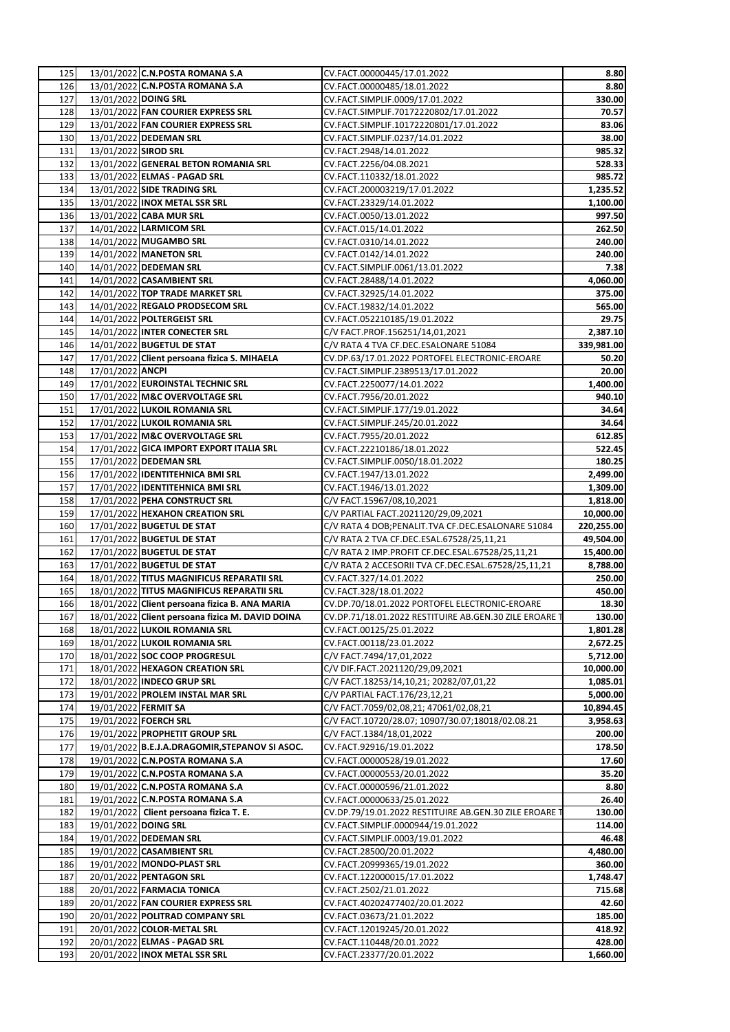| | | | | |
|---|---|---|---|---|
| 125 | 13/01/2022 | **C.N.POSTA ROMANA S.A** | CV.FACT.00000445/17.01.2022 | **8.80** |
| 126 | 13/01/2022 | **C.N.POSTA ROMANA S.A** | CV.FACT.00000485/18.01.2022 | **8.80** |
| 127 | 13/01/2022 | **DOING SRL** | CV.FACT.SIMPLIF.0009/17.01.2022 | **330.00** |
| 128 | 13/01/2022 | **FAN COURIER EXPRESS SRL** | CV.FACT.SIMPLIF.70172220802/17.01.2022 | **70.57** |
| 129 | 13/01/2022 | **FAN COURIER EXPRESS SRL** | CV.FACT.SIMPLIF.10172220801/17.01.2022 | **83.06** |
| 130 | 13/01/2022 | **DEDEMAN SRL** | CV.FACT.SIMPLIF.0237/14.01.2022 | **38.00** |
| 131 | 13/01/2022 | **SIROD SRL** | CV.FACT.2948/14.01.2022 | **985.32** |
| 132 | 13/01/2022 | **GENERAL BETON ROMANIA SRL** | CV.FACT.2256/04.08.2021 | **528.33** |
| 133 | 13/01/2022 | **ELMAS - PAGAD SRL** | CV.FACT.110332/18.01.2022 | **985.72** |
| 134 | 13/01/2022 | **SIDE TRADING SRL** | CV.FACT.200003219/17.01.2022 | **1,235.52** |
| 135 | 13/01/2022 | **INOX METAL SSR SRL** | CV.FACT.23329/14.01.2022 | **1,100.00** |
| 136 | 13/01/2022 | **CABA MUR SRL** | CV.FACT.0050/13.01.2022 | **997.50** |
| 137 | 14/01/2022 | **LARMICOM SRL** | CV.FACT.015/14.01.2022 | **262.50** |
| 138 | 14/01/2022 | **MUGAMBO SRL** | CV.FACT.0310/14.01.2022 | **240.00** |
| 139 | 14/01/2022 | **MANETON SRL** | CV.FACT.0142/14.01.2022 | **240.00** |
| 140 | 14/01/2022 | **DEDEMAN SRL** | CV.FACT.SIMPLIF.0061/13.01.2022 | **7.38** |
| 141 | 14/01/2022 | **CASAMBIENT SRL** | CV.FACT.28488/14.01.2022 | **4,060.00** |
| 142 | 14/01/2022 | **TOP TRADE MARKET SRL** | CV.FACT.32925/14.01.2022 | **375.00** |
| 143 | 14/01/2022 | **REGALO PRODSECOM SRL** | CV.FACT.19832/14.01.2022 | **565.00** |
| 144 | 14/01/2022 | **POLTERGEIST SRL** | CV.FACT.052210185/19.01.2022 | **29.75** |
| 145 | 14/01/2022 | **INTER CONECTER SRL** | C/V FACT.PROF.156251/14,01,2021 | **2,387.10** |
| 146 | 14/01/2022 | **BUGETUL DE STAT** | C/V RATA 4 TVA CF.DEC.ESALONARE 51084 | **339,981.00** |
| 147 | 17/01/2022 | **Client persoana fizica S. MIHAELA** | CV.DP.63/17.01.2022 PORTOFEL ELECTRONIC-EROARE | **50.20** |
| 148 | 17/01/2022 | **ANCPI** | CV.FACT.SIMPLIF.2389513/17.01.2022 | **20.00** |
| 149 | 17/01/2022 | **EUROINSTAL TECHNIC SRL** | CV.FACT.2250077/14.01.2022 | **1,400.00** |
| 150 | 17/01/2022 | **M&C OVERVOLTAGE SRL** | CV.FACT.7956/20.01.2022 | **940.10** |
| 151 | 17/01/2022 | **LUKOIL ROMANIA SRL** | CV.FACT.SIMPLIF.177/19.01.2022 | **34.64** |
| 152 | 17/01/2022 | **LUKOIL ROMANIA SRL** | CV.FACT.SIMPLIF.245/20.01.2022 | **34.64** |
| 153 | 17/01/2022 | **M&C OVERVOLTAGE SRL** | CV.FACT.7955/20.01.2022 | **612.85** |
| 154 | 17/01/2022 | **GICA IMPORT EXPORT ITALIA SRL** | CV.FACT.22210186/18.01.2022 | **522.45** |
| 155 | 17/01/2022 | **DEDEMAN SRL** | CV.FACT.SIMPLIF.0050/18.01.2022 | **180.25** |
| 156 | 17/01/2022 | **IDENTITEHNICA BMI SRL** | CV.FACT.1947/13.01.2022 | **2,499.00** |
| 157 | 17/01/2022 | **IDENTITEHNICA BMI SRL** | CV.FACT.1946/13.01.2022 | **1,309.00** |
| 158 | 17/01/2022 | **PEHA CONSTRUCT SRL** | C/V FACT.15967/08,10,2021 | **1,818.00** |
| 159 | 17/01/2022 | **HEXAHON CREATION SRL** | C/V PARTIAL FACT.2021120/29,09,2021 | **10,000.00** |
| 160 | 17/01/2022 | **BUGETUL DE STAT** | C/V RATA 4 DOB;PENALIT.TVA CF.DEC.ESALONARE 51084 | **220,255.00** |
| 161 | 17/01/2022 | **BUGETUL DE STAT** | C/V RATA 2 TVA CF.DEC.ESAL.67528/25,11,21 | **49,504.00** |
| 162 | 17/01/2022 | **BUGETUL DE STAT** | C/V RATA 2 IMP.PROFIT CF.DEC.ESAL.67528/25,11,21 | **15,400.00** |
| 163 | 17/01/2022 | **BUGETUL DE STAT** | C/V RATA 2 ACCESORII TVA CF.DEC.ESAL.67528/25,11,21 | **8,788.00** |
| 164 | 18/01/2022 | **TITUS MAGNIFICUS REPARATII SRL** | CV.FACT.327/14.01.2022 | **250.00** |
| 165 | 18/01/2022 | **TITUS MAGNIFICUS REPARATII SRL** | CV.FACT.328/18.01.2022 | **450.00** |
| 166 | 18/01/2022 | **Client persoana fizica B. ANA MARIA** | CV.DP.70/18.01.2022 PORTOFEL ELECTRONIC-EROARE | **18.30** |
| 167 | 18/01/2022 | **Client persoana fizica M. DAVID DOINA** | CV.DP.71/18.01.2022 RESTITUIRE AB.GEN.30 ZILE EROARE T | **130.00** |
| 168 | 18/01/2022 | **LUKOIL ROMANIA SRL** | CV.FACT.00125/25.01.2022 | **1,801.28** |
| 169 | 18/01/2022 | **LUKOIL ROMANIA SRL** | CV.FACT.00118/23.01.2022 | **2,672.25** |
| 170 | 18/01/2022 | **SOC COOP PROGRESUL** | C/V FACT.7494/17,01,2022 | **5,712.00** |
| 171 | 18/01/2022 | **HEXAGON CREATION SRL** | C/V DIF.FACT.2021120/29,09,2021 | **10,000.00** |
| 172 | 18/01/2022 | **INDECO GRUP SRL** | C/V FACT.18253/14,10,21; 20282/07,01,22 | **1,085.01** |
| 173 | 19/01/2022 | **PROLEM INSTAL MAR SRL** | C/V PARTIAL FACT.176/23,12,21 | **5,000.00** |
| 174 | 19/01/2022 | **FERMIT SA** | C/V FACT.7059/02,08,21; 47061/02,08,21 | **10,894.45** |
| 175 | 19/01/2022 | **FOERCH SRL** | C/V FACT.10720/28.07; 10907/30.07;18018/02.08.21 | **3,958.63** |
| 176 | 19/01/2022 | **PROPHETIT GROUP SRL** | C/V FACT.1384/18,01,2022 | **200.00** |
| 177 | 19/01/2022 | **B.E.J.A.DRAGOMIR,STEPANOV SI ASOC.** | CV.FACT.92916/19.01.2022 | **178.50** |
| 178 | 19/01/2022 | **C.N.POSTA ROMANA S.A** | CV.FACT.00000528/19.01.2022 | **17.60** |
| 179 | 19/01/2022 | **C.N.POSTA ROMANA S.A** | CV.FACT.00000553/20.01.2022 | **35.20** |
| 180 | 19/01/2022 | **C.N.POSTA ROMANA S.A** | CV.FACT.00000596/21.01.2022 | **8.80** |
| 181 | 19/01/2022 | **C.N.POSTA ROMANA S.A** | CV.FACT.00000633/25.01.2022 | **26.40** |
| 182 | 19/01/2022 | **Client persoana fizica T. E.** | CV.DP.79/19.01.2022 RESTITUIRE AB.GEN.30 ZILE EROARE T | **130.00** |
| 183 | 19/01/2022 | **DOING SRL** | CV.FACT.SIMPLIF.0000944/19.01.2022 | **114.00** |
| 184 | 19/01/2022 | **DEDEMAN SRL** | CV.FACT.SIMPLIF.0003/19.01.2022 | **46.48** |
| 185 | 19/01/2022 | **CASAMBIENT SRL** | CV.FACT.28500/20.01.2022 | **4,480.00** |
| 186 | 19/01/2022 | **MONDO-PLAST SRL** | CV.FACT.20999365/19.01.2022 | **360.00** |
| 187 | 20/01/2022 | **PENTAGON SRL** | CV.FACT.122000015/17.01.2022 | **1,748.47** |
| 188 | 20/01/2022 | **FARMACIA TONICA** | CV.FACT.2502/21.01.2022 | **715.68** |
| 189 | 20/01/2022 | **FAN COURIER EXPRESS SRL** | CV.FACT.40202477402/20.01.2022 | **42.60** |
| 190 | 20/01/2022 | **POLITRAD COMPANY SRL** | CV.FACT.03673/21.01.2022 | **185.00** |
| 191 | 20/01/2022 | **COLOR-METAL SRL** | CV.FACT.12019245/20.01.2022 | **418.92** |
| 192 | 20/01/2022 | **ELMAS - PAGAD SRL** | CV.FACT.110448/20.01.2022 | **428.00** |
| 193 | 20/01/2022 | **INOX METAL SSR SRL** | CV.FACT.23377/20.01.2022 | **1,660.00** |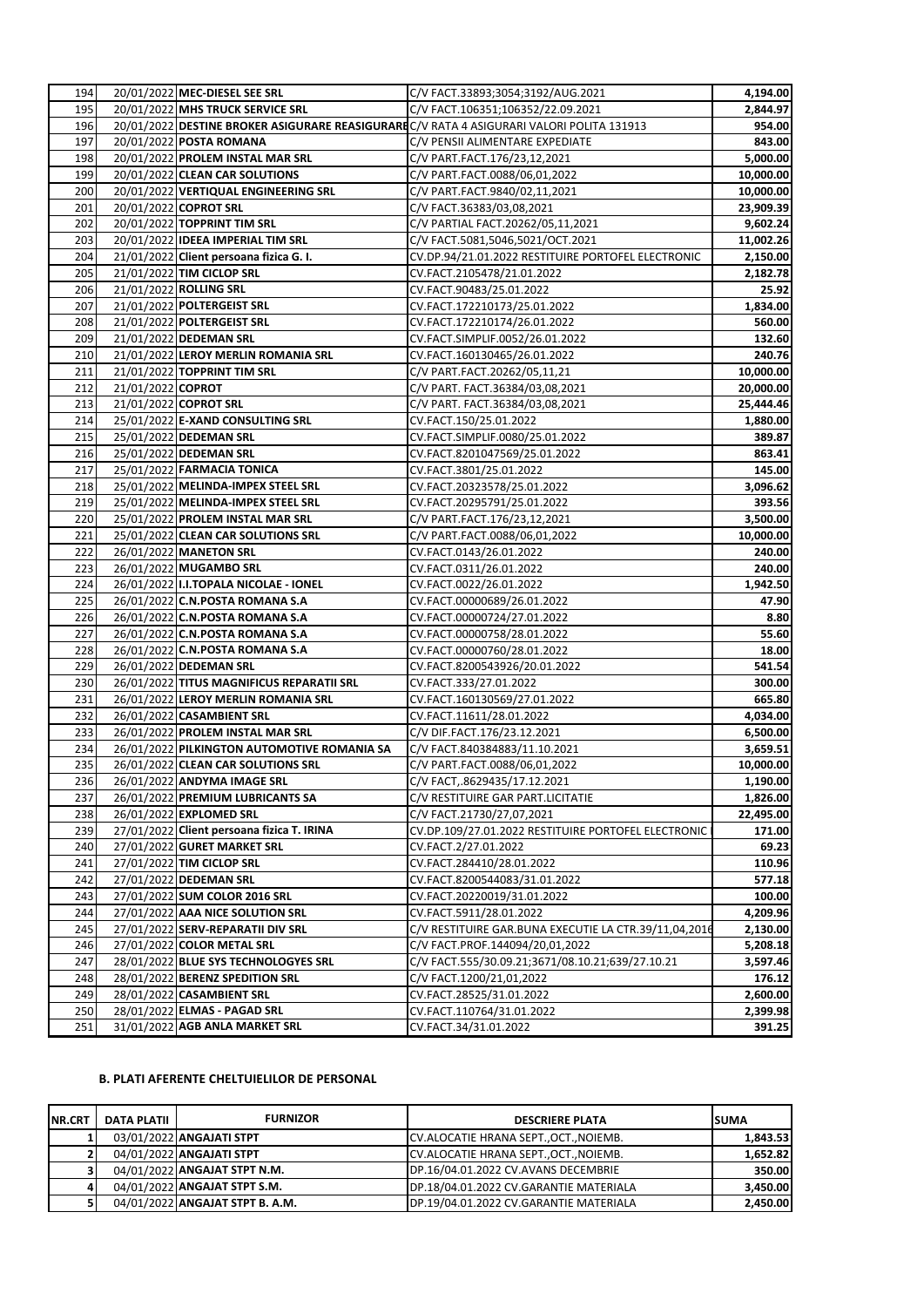| | | | | |
|---|---|---|---|---|
| 194 | 20/01/2022 | **MEC-DIESEL SEE SRL** | C/V FACT.33893;3054;3192/AUG.2021 | **4,194.00** |
| 195 | 20/01/2022 | **MHS TRUCK SERVICE SRL** | C/V FACT.106351;106352/22.09.2021 | **2,844.97** |
| 196 | 20/01/2022 | **DESTINE BROKER ASIGURARE REASIGURARE** | C/V RATA 4 ASIGURARI VALORI POLITA 131913 | **954.00** |
| 197 | 20/01/2022 | **POSTA ROMANA** | C/V PENSII ALIMENTARE EXPEDIATE | **843.00** |
| 198 | 20/01/2022 | **PROLEM INSTAL MAR SRL** | C/V PART.FACT.176/23,12,2021 | **5,000.00** |
| 199 | 20/01/2022 | **CLEAN CAR SOLUTIONS** | C/V PART.FACT.0088/06,01,2022 | **10,000.00** |
| 200 | 20/01/2022 | **VERTIQUAL ENGINEERING SRL** | C/V PART.FACT.9840/02,11,2021 | **10,000.00** |
| 201 | 20/01/2022 | **COPROT SRL** | C/V FACT.36383/03,08,2021 | **23,909.39** |
| 202 | 20/01/2022 | **TOPPRINT TIM SRL** | C/V PARTIAL FACT.20262/05,11,2021 | **9,602.24** |
| 203 | 20/01/2022 | **IDEEA IMPERIAL TIM SRL** | C/V FACT.5081,5046,5021/OCT.2021 | **11,002.26** |
| 204 | 21/01/2022 | **Client persoana fizica G. I.** | CV.DP.94/21.01.2022 RESTITUIRE PORTOFEL ELECTRONIC | **2,150.00** |
| 205 | 21/01/2022 | **TIM CICLOP SRL** | CV.FACT.2105478/21.01.2022 | **2,182.78** |
| 206 | 21/01/2022 | **ROLLING SRL** | CV.FACT.90483/25.01.2022 | **25.92** |
| 207 | 21/01/2022 | **POLTERGEIST SRL** | CV.FACT.172210173/25.01.2022 | **1,834.00** |
| 208 | 21/01/2022 | **POLTERGEIST SRL** | CV.FACT.172210174/26.01.2022 | **560.00** |
| 209 | 21/01/2022 | **DEDEMAN SRL** | CV.FACT.SIMPLIF.0052/26.01.2022 | **132.60** |
| 210 | 21/01/2022 | **LEROY MERLIN ROMANIA SRL** | CV.FACT.160130465/26.01.2022 | **240.76** |
| 211 | 21/01/2022 | **TOPPRINT TIM SRL** | C/V PART.FACT.20262/05,11,21 | **10,000.00** |
| 212 | 21/01/2022 | **COPROT** | C/V PART. FACT.36384/03,08,2021 | **20,000.00** |
| 213 | 21/01/2022 | **COPROT SRL** | C/V PART. FACT.36384/03,08,2021 | **25,444.46** |
| 214 | 25/01/2022 | **E-XAND CONSULTING SRL** | CV.FACT.150/25.01.2022 | **1,880.00** |
| 215 | 25/01/2022 | **DEDEMAN SRL** | CV.FACT.SIMPLIF.0080/25.01.2022 | **389.87** |
| 216 | 25/01/2022 | **DEDEMAN SRL** | CV.FACT.8201047569/25.01.2022 | **863.41** |
| 217 | 25/01/2022 | **FARMACIA TONICA** | CV.FACT.3801/25.01.2022 | **145.00** |
| 218 | 25/01/2022 | **MELINDA-IMPEX STEEL SRL** | CV.FACT.20323578/25.01.2022 | **3,096.62** |
| 219 | 25/01/2022 | **MELINDA-IMPEX STEEL SRL** | CV.FACT.20295791/25.01.2022 | **393.56** |
| 220 | 25/01/2022 | **PROLEM INSTAL MAR SRL** | C/V PART.FACT.176/23,12,2021 | **3,500.00** |
| 221 | 25/01/2022 | **CLEAN CAR SOLUTIONS SRL** | C/V PART.FACT.0088/06,01,2022 | **10,000.00** |
| 222 | 26/01/2022 | **MANETON SRL** | CV.FACT.0143/26.01.2022 | **240.00** |
| 223 | 26/01/2022 | **MUGAMBO SRL** | CV.FACT.0311/26.01.2022 | **240.00** |
| 224 | 26/01/2022 | **I.I.TOPALA NICOLAE - IONEL** | CV.FACT.0022/26.01.2022 | **1,942.50** |
| 225 | 26/01/2022 | **C.N.POSTA ROMANA S.A** | CV.FACT.00000689/26.01.2022 | **47.90** |
| 226 | 26/01/2022 | **C.N.POSTA ROMANA S.A** | CV.FACT.00000724/27.01.2022 | **8.80** |
| 227 | 26/01/2022 | **C.N.POSTA ROMANA S.A** | CV.FACT.00000758/28.01.2022 | **55.60** |
| 228 | 26/01/2022 | **C.N.POSTA ROMANA S.A** | CV.FACT.00000760/28.01.2022 | **18.00** |
| 229 | 26/01/2022 | **DEDEMAN SRL** | CV.FACT.8200543926/20.01.2022 | **541.54** |
| 230 | 26/01/2022 | **TITUS MAGNIFICUS REPARATII SRL** | CV.FACT.333/27.01.2022 | **300.00** |
| 231 | 26/01/2022 | **LEROY MERLIN ROMANIA SRL** | CV.FACT.160130569/27.01.2022 | **665.80** |
| 232 | 26/01/2022 | **CASAMBIENT SRL** | CV.FACT.11611/28.01.2022 | **4,034.00** |
| 233 | 26/01/2022 | **PROLEM INSTAL MAR SRL** | C/V DIF.FACT.176/23.12.2021 | **6,500.00** |
| 234 | 26/01/2022 | **PILKINGTON AUTOMOTIVE ROMANIA SA** | C/V FACT.840384883/11.10.2021 | **3,659.51** |
| 235 | 26/01/2022 | **CLEAN CAR SOLUTIONS SRL** | C/V PART.FACT.0088/06,01,2022 | **10,000.00** |
| 236 | 26/01/2022 | **ANDYMA IMAGE SRL** | C/V FACT,.8629435/17.12.2021 | **1,190.00** |
| 237 | 26/01/2022 | **PREMIUM LUBRICANTS SA** | C/V RESTITUIRE GAR PART.LICITATIE | **1,826.00** |
| 238 | 26/01/2022 | **EXPLOMED SRL** | C/V FACT.21730/27,07,2021 | **22,495.00** |
| 239 | 27/01/2022 | **Client persoana fizica T. IRINA** | CV.DP.109/27.01.2022 RESTITUIRE PORTOFEL ELECTRONIC | **171.00** |
| 240 | 27/01/2022 | **GURET MARKET SRL** | CV.FACT.2/27.01.2022 | **69.23** |
| 241 | 27/01/2022 | **TIM CICLOP SRL** | CV.FACT.284410/28.01.2022 | **110.96** |
| 242 | 27/01/2022 | **DEDEMAN SRL** | CV.FACT.8200544083/31.01.2022 | **577.18** |
| 243 | 27/01/2022 | **SUM COLOR 2016 SRL** | CV.FACT.20220019/31.01.2022 | **100.00** |
| 244 | 27/01/2022 | **AAA NICE SOLUTION SRL** | CV.FACT.5911/28.01.2022 | **4,209.96** |
| 245 | 27/01/2022 | **SERV-REPARATII DIV SRL** | C/V RESTITUIRE GAR.BUNA EXECUTIE LA CTR.39/11,04,2016 | **2,130.00** |
| 246 | 27/01/2022 | **COLOR METAL SRL** | C/V FACT.PROF.144094/20,01,2022 | **5,208.18** |
| 247 | 28/01/2022 | **BLUE SYS TECHNOLOGYES SRL** | C/V FACT.555/30.09.21;3671/08.10.21;639/27.10.21 | **3,597.46** |
| 248 | 28/01/2022 | **BERENZ SPEDITION SRL** | C/V FACT.1200/21,01,2022 | **176.12** |
| 249 | 28/01/2022 | **CASAMBIENT SRL** | CV.FACT.28525/31.01.2022 | **2,600.00** |
| 250 | 28/01/2022 | **ELMAS - PAGAD SRL** | CV.FACT.110764/31.01.2022 | **2,399.98** |
| 251 | 31/01/2022 | **AGB ANLA MARKET SRL** | CV.FACT.34/31.01.2022 | **391.25** |

**B. PLATI AFERENTE CHELTUIELILOR DE PERSONAL**

| NR.CRT | DATA PLATII | FURNIZOR | DESCRIERE PLATA | SUMA |
|---|---|---|---|---|
| 1 | 03/01/2022 | **ANGAJATI STPT** | CV.ALOCATIE HRANA SEPT.,OCT.,NOIEMB. | **1,843.53** |
| 2 | 04/01/2022 | **ANGAJATI STPT** | CV.ALOCATIE HRANA SEPT.,OCT.,NOIEMB. | **1,652.82** |
| 3 | 04/01/2022 | **ANGAJAT STPT N.M.** | DP.16/04.01.2022 CV.AVANS DECEMBRIE | **350.00** |
| 4 | 04/01/2022 | **ANGAJAT STPT S.M.** | DP.18/04.01.2022 CV.GARANTIE MATERIALA | **3,450.00** |
| 5 | 04/01/2022 | **ANGAJAT STPT B. A.M.** | DP.19/04.01.2022 CV.GARANTIE MATERIALA | **2,450.00** |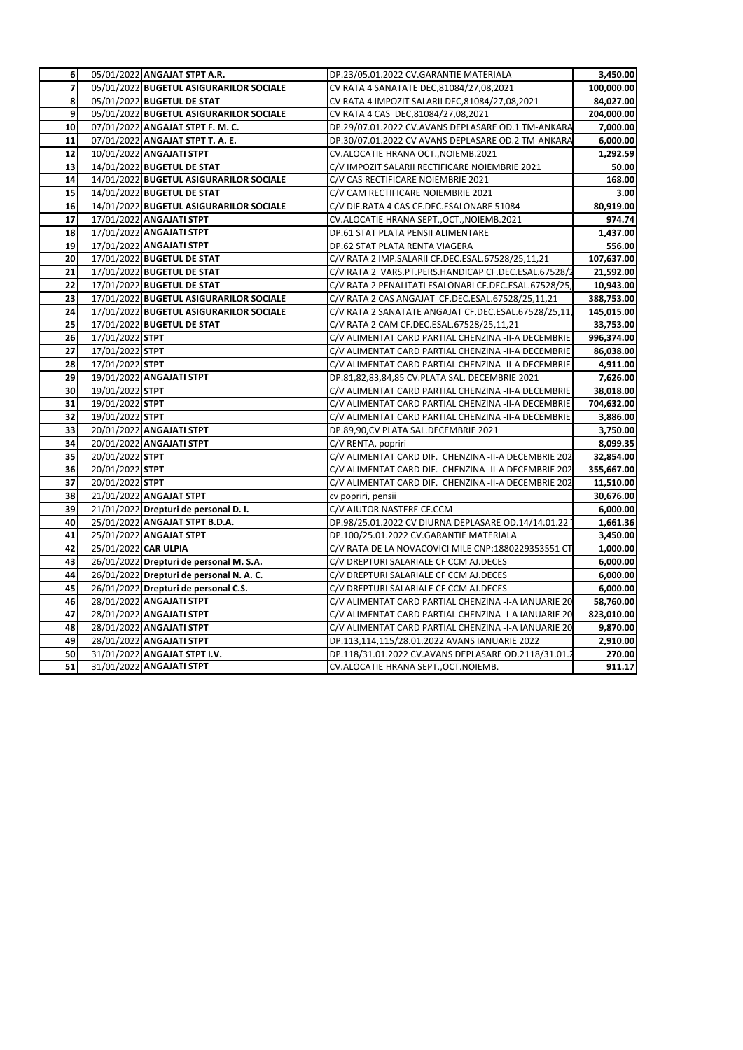| | | | | |
|---|---|---|---|---|
| 6 | 05/01/2022 | **ANGAJAT STPT A.R.** | DP.23/05.01.2022 CV.GARANTIE MATERIALA | **3,450.00** |
| 7 | 05/01/2022 | **BUGETUL ASIGURARILOR SOCIALE** | CV RATA 4 SANATATE DEC,81084/27,08,2021 | **100,000.00** |
| 8 | 05/01/2022 | **BUGETUL DE STAT** | CV RATA 4 IMPOZIT SALARII DEC,81084/27,08,2021 | **84,027.00** |
| 9 | 05/01/2022 | **BUGETUL ASIGURARILOR SOCIALE** | CV RATA 4 CAS DEC,81084/27,08,2021 | **204,000.00** |
| 10 | 07/01/2022 | **ANGAJAT STPT F. M. C.** | DP.29/07.01.2022 CV.AVANS DEPLASARE OD.1 TM-ANKARA | **7,000.00** |
| 11 | 07/01/2022 | **ANGAJAT STPT T. A. E.** | DP.30/07.01.2022 CV AVANS DEPLASARE OD.2 TM-ANKARA | **6,000.00** |
| 12 | 10/01/2022 | **ANGAJATI STPT** | CV.ALOCATIE HRANA OCT.,NOIEMB.2021 | **1,292.59** |
| 13 | 14/01/2022 | **BUGETUL DE STAT** | C/V IMPOZIT SALARII RECTIFICARE NOIEMBRIE 2021 | **50.00** |
| 14 | 14/01/2022 | **BUGETUL ASIGURARILOR SOCIALE** | C/V CAS RECTIFICARE NOIEMBRIE 2021 | **168.00** |
| 15 | 14/01/2022 | **BUGETUL DE STAT** | C/V CAM RECTIFICARE NOIEMBRIE 2021 | **3.00** |
| 16 | 14/01/2022 | **BUGETUL ASIGURARILOR SOCIALE** | C/V DIF.RATA 4 CAS CF.DEC.ESALONARE 51084 | **80,919.00** |
| 17 | 17/01/2022 | **ANGAJATI STPT** | CV.ALOCATIE HRANA SEPT.,OCT.,NOIEMB.2021 | **974.74** |
| 18 | 17/01/2022 | **ANGAJATI STPT** | DP.61 STAT PLATA PENSII ALIMENTARE | **1,437.00** |
| 19 | 17/01/2022 | **ANGAJATI STPT** | DP.62 STAT PLATA RENTA VIAGERA | **556.00** |
| 20 | 17/01/2022 | **BUGETUL DE STAT** | C/V RATA 2 IMP.SALARII CF.DEC.ESAL.67528/25,11,21 | **107,637.00** |
| 21 | 17/01/2022 | **BUGETUL DE STAT** | C/V RATA 2 VARS.PT.PERS.HANDICAP CF.DEC.ESAL.67528/2 | **21,592.00** |
| 22 | 17/01/2022 | **BUGETUL DE STAT** | C/V RATA 2 PENALITATI ESALONARI CF.DEC.ESAL.67528/25, | **10,943.00** |
| 23 | 17/01/2022 | **BUGETUL ASIGURARILOR SOCIALE** | C/V RATA 2 CAS ANGAJAT CF.DEC.ESAL.67528/25,11,21 | **388,753.00** |
| 24 | 17/01/2022 | **BUGETUL ASIGURARILOR SOCIALE** | C/V RATA 2 SANATATE ANGAJAT CF.DEC.ESAL.67528/25,11, | **145,015.00** |
| 25 | 17/01/2022 | **BUGETUL DE STAT** | C/V RATA 2 CAM CF.DEC.ESAL.67528/25,11,21 | **33,753.00** |
| 26 | 17/01/2022 | **STPT** | C/V ALIMENTAT CARD PARTIAL CHENZINA -II-A DECEMBRIE | **996,374.00** |
| 27 | 17/01/2022 | **STPT** | C/V ALIMENTAT CARD PARTIAL CHENZINA -II-A DECEMBRIE | **86,038.00** |
| 28 | 17/01/2022 | **STPT** | C/V ALIMENTAT CARD PARTIAL CHENZINA -II-A DECEMBRIE | **4,911.00** |
| 29 | 19/01/2022 | **ANGAJATI STPT** | DP.81,82,83,84,85 CV.PLATA SAL. DECEMBRIE 2021 | **7,626.00** |
| 30 | 19/01/2022 | **STPT** | C/V ALIMENTAT CARD PARTIAL CHENZINA -II-A DECEMBRIE | **38,018.00** |
| 31 | 19/01/2022 | **STPT** | C/V ALIMENTAT CARD PARTIAL CHENZINA -II-A DECEMBRIE | **704,632.00** |
| 32 | 19/01/2022 | **STPT** | C/V ALIMENTAT CARD PARTIAL CHENZINA -II-A DECEMBRIE | **3,886.00** |
| 33 | 20/01/2022 | **ANGAJATI STPT** | DP.89,90,CV PLATA SAL.DECEMBRIE 2021 | **3,750.00** |
| 34 | 20/01/2022 | **ANGAJATI STPT** | C/V RENTA, popriri | **8,099.35** |
| 35 | 20/01/2022 | **STPT** | C/V ALIMENTAT CARD DIF. CHENZINA -II-A DECEMBRIE 202 | **32,854.00** |
| 36 | 20/01/2022 | **STPT** | C/V ALIMENTAT CARD DIF. CHENZINA -II-A DECEMBRIE 202 | **355,667.00** |
| 37 | 20/01/2022 | **STPT** | C/V ALIMENTAT CARD DIF. CHENZINA -II-A DECEMBRIE 202 | **11,510.00** |
| 38 | 21/01/2022 | **ANGAJAT STPT** | cv popriri, pensii | **30,676.00** |
| 39 | 21/01/2022 | **Drepturi de personal D. I.** | C/V AJUTOR NASTERE CF.CCM | **6,000.00** |
| 40 | 25/01/2022 | **ANGAJAT STPT B.D.A.** | DP.98/25.01.2022 CV DIURNA DEPLASARE OD.14/14.01.22 | **1,661.36** |
| 41 | 25/01/2022 | **ANGAJAT STPT** | DP.100/25.01.2022 CV.GARANTIE MATERIALA | **3,450.00** |
| 42 | 25/01/2022 | **CAR ULPIA** | C/V RATA DE LA NOVACOVICI MILE CNP:1880229353551 CT | **1,000.00** |
| 43 | 26/01/2022 | **Drepturi de personal M. S.A.** | C/V DREPTURI SALARIALE CF CCM AJ.DECES | **6,000.00** |
| 44 | 26/01/2022 | **Drepturi de personal N. A. C.** | C/V DREPTURI SALARIALE CF CCM AJ.DECES | **6,000.00** |
| 45 | 26/01/2022 | **Drepturi de personal C.S.** | C/V DREPTURI SALARIALE CF CCM AJ.DECES | **6,000.00** |
| 46 | 28/01/2022 | **ANGAJATI STPT** | C/V ALIMENTAT CARD PARTIAL CHENZINA -I-A IANUARIE 20 | **58,760.00** |
| 47 | 28/01/2022 | **ANGAJATI STPT** | C/V ALIMENTAT CARD PARTIAL CHENZINA -I-A IANUARIE 20 | **823,010.00** |
| 48 | 28/01/2022 | **ANGAJATI STPT** | C/V ALIMENTAT CARD PARTIAL CHENZINA -I-A IANUARIE 20 | **9,870.00** |
| 49 | 28/01/2022 | **ANGAJATI STPT** | DP.113,114,115/28.01.2022 AVANS IANUARIE 2022 | **2,910.00** |
| 50 | 31/01/2022 | **ANGAJAT STPT I.V.** | DP.118/31.01.2022 CV.AVANS DEPLASARE OD.2118/31.01.2 | **270.00** |
| 51 | 31/01/2022 | **ANGAJATI STPT** | CV.ALOCATIE HRANA SEPT.,OCT.NOIEMB. | **911.17** |